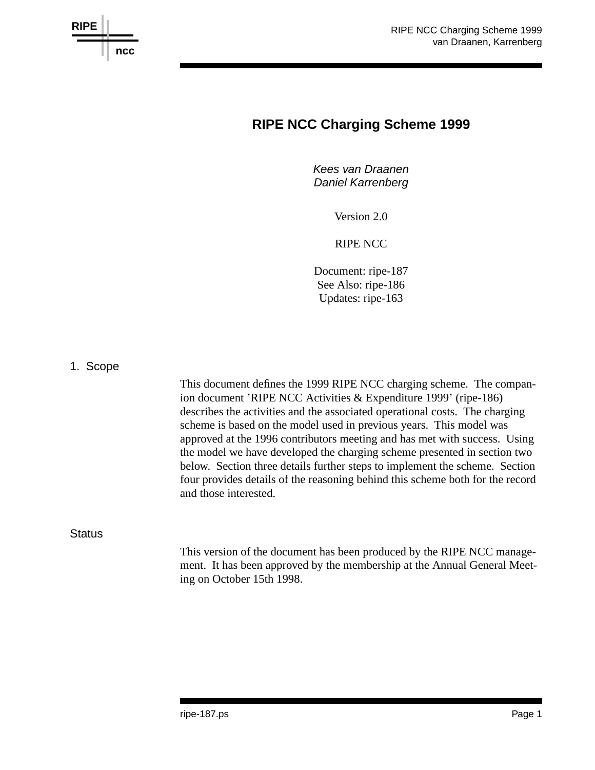# RIPE NCC Charging Scheme 1999

*Kees van Draanen*
*Daniel Karrenberg*

Version 2.0

RIPE NCC

Document: ripe-187
See Also: ripe-186
Updates: ripe-163

## 1. Scope

This document defines the 1999 RIPE NCC charging scheme. The companion document 'RIPE NCC Activities & Expenditure 1999' (ripe-186) describes the activities and the associated operational costs. The charging scheme is based on the model used in previous years. This model was approved at the 1996 contributors meeting and has met with success. Using the model we have developed the charging scheme presented in section two below. Section three details further steps to implement the scheme. Section four provides details of the reasoning behind this scheme both for the record and those interested.

## Status

This version of the document has been produced by the RIPE NCC management. It has been approved by the membership at the Annual General Meeting on October 15th 1998.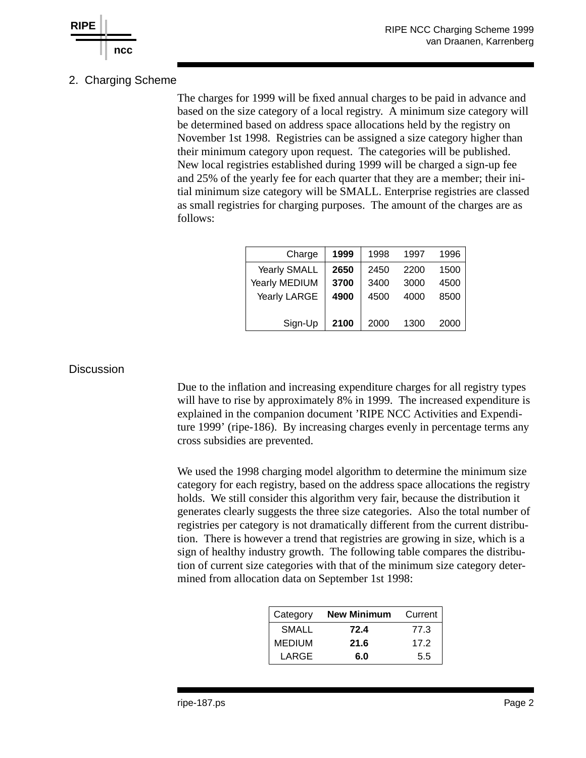## 2. Charging Scheme

The charges for 1999 will be fixed annual charges to be paid in advance and based on the size category of a local registry. A minimum size category will be determined based on address space allocations held by the registry on November 1st 1998. Registries can be assigned a size category higher than their minimum category upon request. The categories will be published. New local registries established during 1999 will be charged a sign-up fee and 25% of the yearly fee for each quarter that they are a member; their initial minimum size category will be SMALL. Enterprise registries are classed as small registries for charging purposes. The amount of the charges are as follows:

| Charge | **1999** | 1998 | 1997 | 1996 |
|---|---|---|---|---|
| Yearly SMALL | **2650** | 2450 | 2200 | 1500 |
| Yearly MEDIUM | **3700** | 3400 | 3000 | 4500 |
| Yearly LARGE | **4900** | 4500 | 4000 | 8500 |
| Sign-Up | **2100** | 2000 | 1300 | 2000 |

## Discussion

Due to the inflation and increasing expenditure charges for all registry types will have to rise by approximately 8% in 1999. The increased expenditure is explained in the companion document 'RIPE NCC Activities and Expenditure 1999' (ripe-186). By increasing charges evenly in percentage terms any cross subsidies are prevented.

We used the 1998 charging model algorithm to determine the minimum size category for each registry, based on the address space allocations the registry holds. We still consider this algorithm very fair, because the distribution it generates clearly suggests the three size categories. Also the total number of registries per category is not dramatically different from the current distribution. There is however a trend that registries are growing in size, which is a sign of healthy industry growth. The following table compares the distribution of current size categories with that of the minimum size category determined from allocation data on September 1st 1998:

| Category | **New Minimum** | Current |
|---|---|---|
| SMALL | **72.4** | 77.3 |
| MEDIUM | **21.6** | 17.2 |
| LARGE | **6.0** | 5.5 |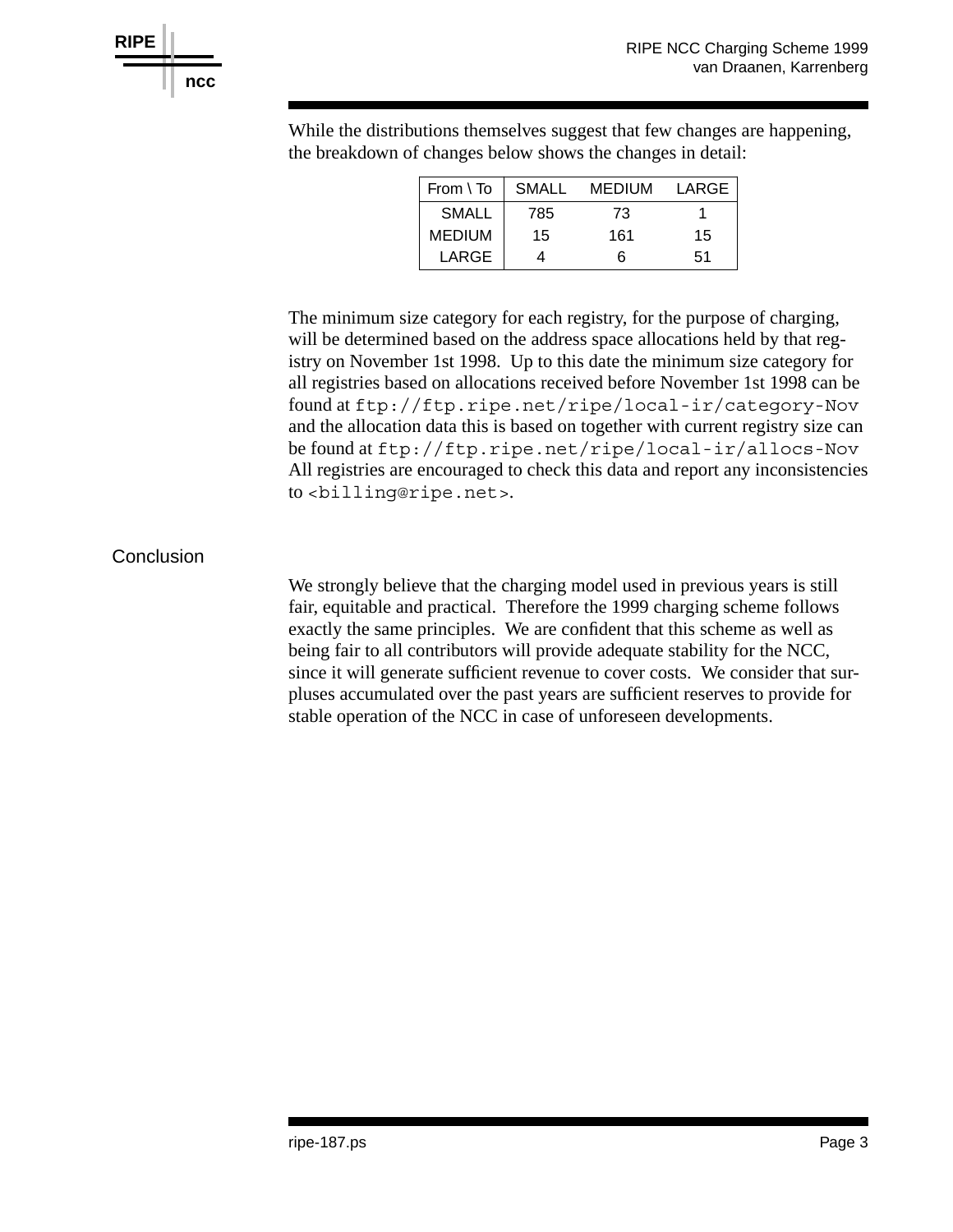While the distributions themselves suggest that few changes are happening, the breakdown of changes below shows the changes in detail:

| From \ To | SMALL | MEDIUM | LARGE |
|---|---|---|---|
| SMALL | 785 | 73 | 1 |
| MEDIUM | 15 | 161 | 15 |
| LARGE | 4 | 6 | 51 |

The minimum size category for each registry, for the purpose of charging, will be determined based on the address space allocations held by that registry on November 1st 1998. Up to this date the minimum size category for all registries based on allocations received before November 1st 1998 can be found at `ftp://ftp.ripe.net/ripe/local-ir/category-Nov` and the allocation data this is based on together with current registry size can be found at `ftp://ftp.ripe.net/ripe/local-ir/allocs-Nov` All registries are encouraged to check this data and report any inconsistencies to `<billing@ripe.net>`.

## Conclusion

We strongly believe that the charging model used in previous years is still fair, equitable and practical. Therefore the 1999 charging scheme follows exactly the same principles. We are confident that this scheme as well as being fair to all contributors will provide adequate stability for the NCC, since it will generate sufficient revenue to cover costs. We consider that surpluses accumulated over the past years are sufficient reserves to provide for stable operation of the NCC in case of unforeseen developments.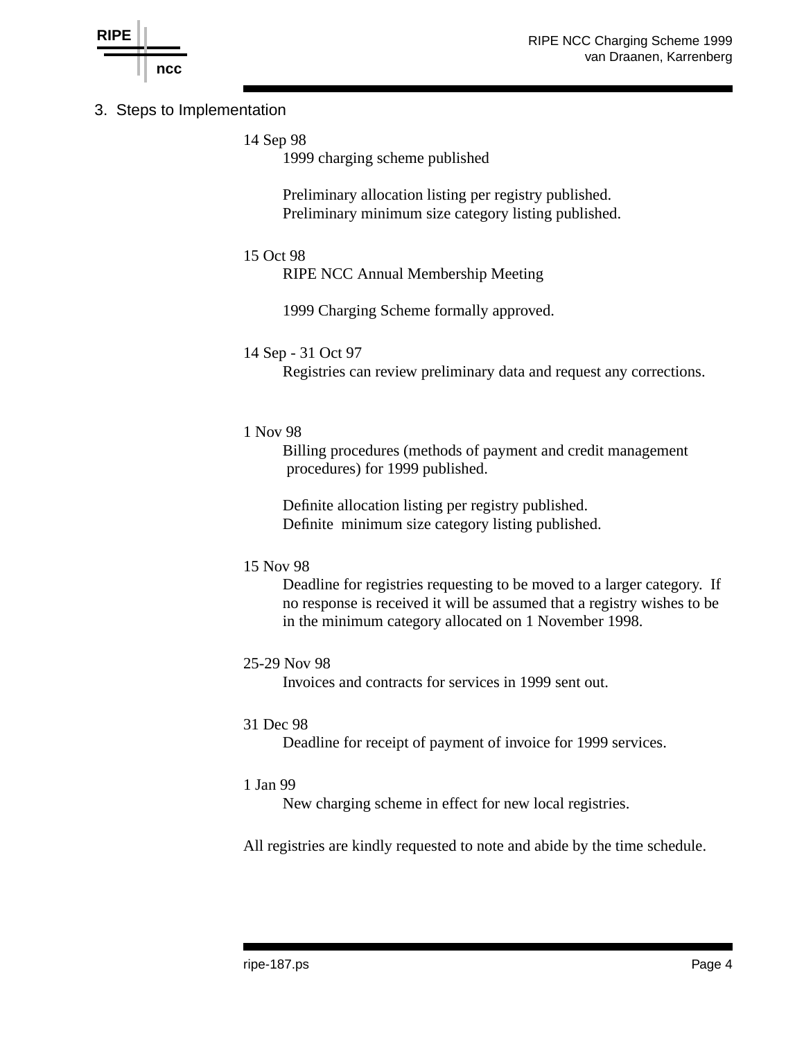## 3. Steps to Implementation

14 Sep 98

1999 charging scheme published

Preliminary allocation listing per registry published.
Preliminary minimum size category listing published.

15 Oct 98

RIPE NCC Annual Membership Meeting

1999 Charging Scheme formally approved.

14 Sep - 31 Oct 97

Registries can review preliminary data and request any corrections.

1 Nov 98

Billing procedures (methods of payment and credit management procedures) for 1999 published.

Definite allocation listing per registry published.
Definite minimum size category listing published.

15 Nov 98

Deadline for registries requesting to be moved to a larger category. If no response is received it will be assumed that a registry wishes to be in the minimum category allocated on 1 November 1998.

25-29 Nov 98

Invoices and contracts for services in 1999 sent out.

31 Dec 98

Deadline for receipt of payment of invoice for 1999 services.

1 Jan 99

New charging scheme in effect for new local registries.

All registries are kindly requested to note and abide by the time schedule.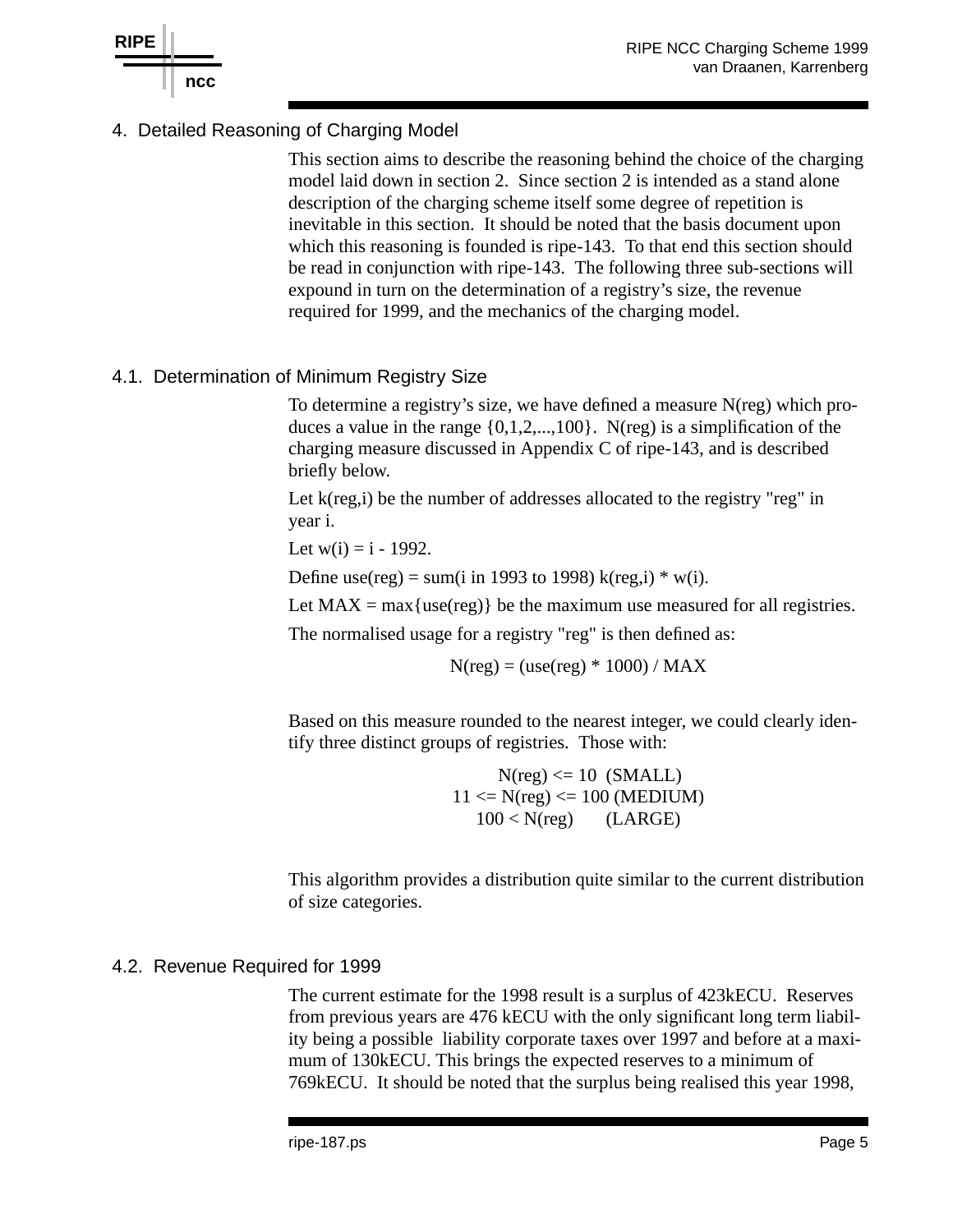## 4. Detailed Reasoning of Charging Model

This section aims to describe the reasoning behind the choice of the charging model laid down in section 2. Since section 2 is intended as a stand alone description of the charging scheme itself some degree of repetition is inevitable in this section. It should be noted that the basis document upon which this reasoning is founded is ripe-143. To that end this section should be read in conjunction with ripe-143. The following three sub-sections will expound in turn on the determination of a registry's size, the revenue required for 1999, and the mechanics of the charging model.

### 4.1. Determination of Minimum Registry Size

To determine a registry's size, we have defined a measure N(reg) which produces a value in the range {0,1,2,...,100}. N(reg) is a simplification of the charging measure discussed in Appendix C of ripe-143, and is described briefly below.

Let k(reg,i) be the number of addresses allocated to the registry "reg" in year i.

Let w(i) = i - 1992.

Define use(reg) = sum(i in 1993 to 1998) k(reg,i) * w(i).

Let MAX = max{use(reg)} be the maximum use measured for all registries.

The normalised usage for a registry "reg" is then defined as:

N(reg) = (use(reg) * 1000) / MAX

Based on this measure rounded to the nearest integer, we could clearly identify three distinct groups of registries. Those with:

N(reg) <= 10 (SMALL)
11 <= N(reg) <= 100 (MEDIUM)
100 < N(reg) (LARGE)

This algorithm provides a distribution quite similar to the current distribution of size categories.

### 4.2. Revenue Required for 1999

The current estimate for the 1998 result is a surplus of 423kECU. Reserves from previous years are 476 kECU with the only significant long term liability being a possible liability corporate taxes over 1997 and before at a maximum of 130kECU. This brings the expected reserves to a minimum of 769kECU. It should be noted that the surplus being realised this year 1998,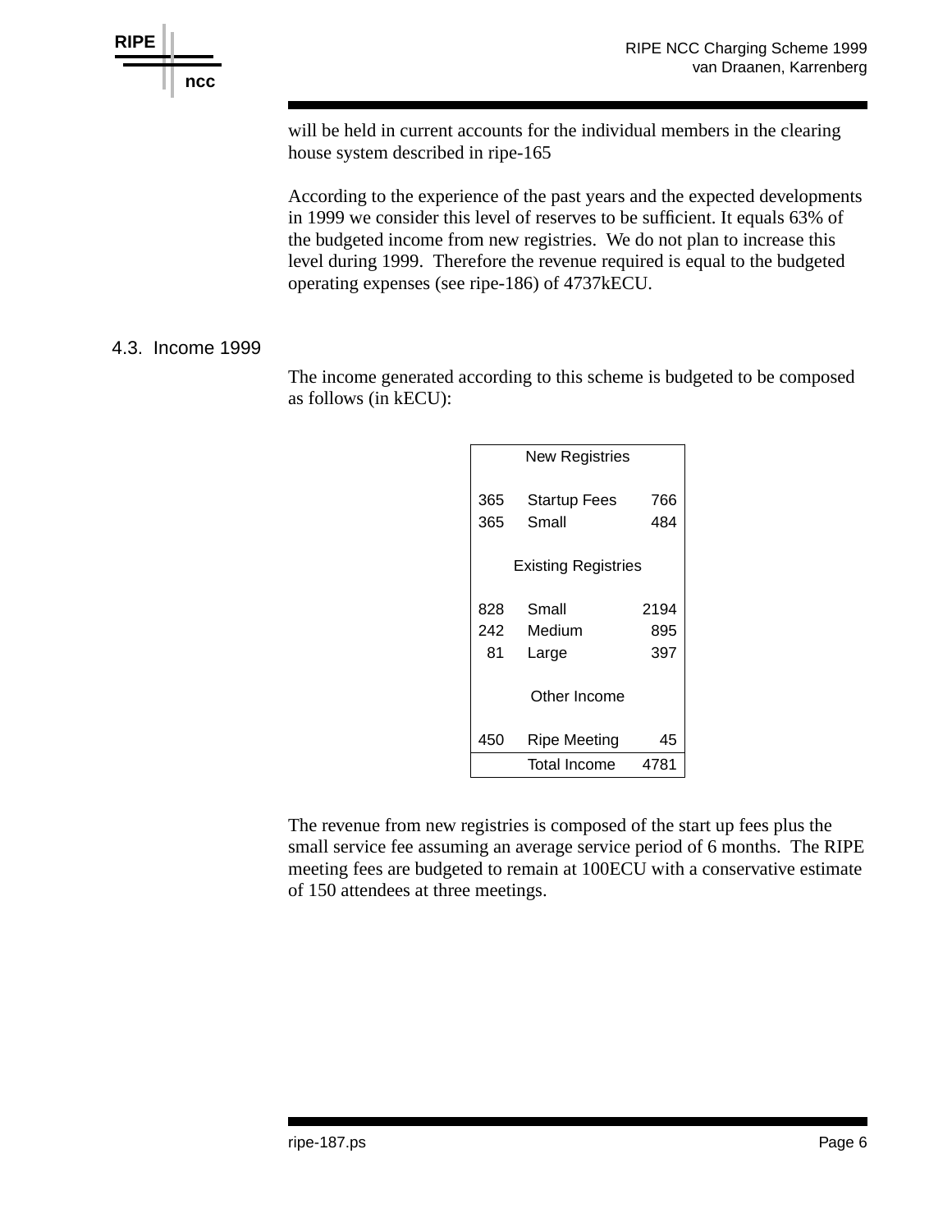will be held in current accounts for the individual members in the clearing house system described in ripe-165

According to the experience of the past years and the expected developments in 1999 we consider this level of reserves to be sufficient. It equals 63% of the budgeted income from new registries. We do not plan to increase this level during 1999. Therefore the revenue required is equal to the budgeted operating expenses (see ripe-186) of 4737kECU.

## 4.3. Income 1999

The income generated according to this scheme is budgeted to be composed as follows (in kECU):

| | | |
|---|---|---|
| | New Registries | |
| 365 | Startup Fees | 766 |
| 365 | Small | 484 |
| | Existing Registries | |
| 828 | Small | 2194 |
| 242 | Medium | 895 |
| 81 | Large | 397 |
| | Other Income | |
| 450 | Ripe Meeting | 45 |
| | Total Income | 4781 |

The revenue from new registries is composed of the start up fees plus the small service fee assuming an average service period of 6 months. The RIPE meeting fees are budgeted to remain at 100ECU with a conservative estimate of 150 attendees at three meetings.